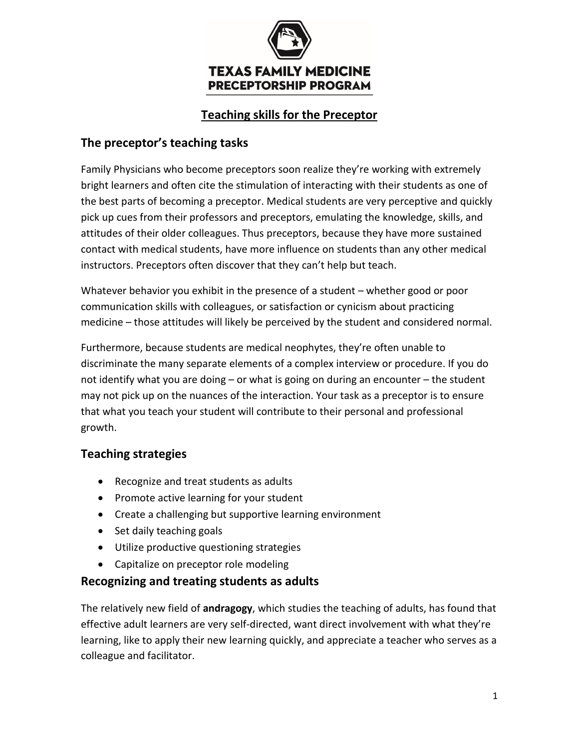TEXAS FAMILY MEDICINE
PRECEPTORSHIP PROGRAM

# Teaching skills for the Preceptor

## The preceptor's teaching tasks

Family Physicians who become preceptors soon realize they're working with extremely bright learners and often cite the stimulation of interacting with their students as one of the best parts of becoming a preceptor. Medical students are very perceptive and quickly pick up cues from their professors and preceptors, emulating the knowledge, skills, and attitudes of their older colleagues. Thus preceptors, because they have more sustained contact with medical students, have more influence on students than any other medical instructors. Preceptors often discover that they can't help but teach.

Whatever behavior you exhibit in the presence of a student – whether good or poor communication skills with colleagues, or satisfaction or cynicism about practicing medicine – those attitudes will likely be perceived by the student and considered normal.

Furthermore, because students are medical neophytes, they're often unable to discriminate the many separate elements of a complex interview or procedure. If you do not identify what you are doing – or what is going on during an encounter – the student may not pick up on the nuances of the interaction. Your task as a preceptor is to ensure that what you teach your student will contribute to their personal and professional growth.

## Teaching strategies

- Recognize and treat students as adults
- Promote active learning for your student
- Create a challenging but supportive learning environment
- Set daily teaching goals
- Utilize productive questioning strategies
- Capitalize on preceptor role modeling

## Recognizing and treating students as adults

The relatively new field of **andragogy**, which studies the teaching of adults, has found that effective adult learners are very self-directed, want direct involvement with what they're learning, like to apply their new learning quickly, and appreciate a teacher who serves as a colleague and facilitator.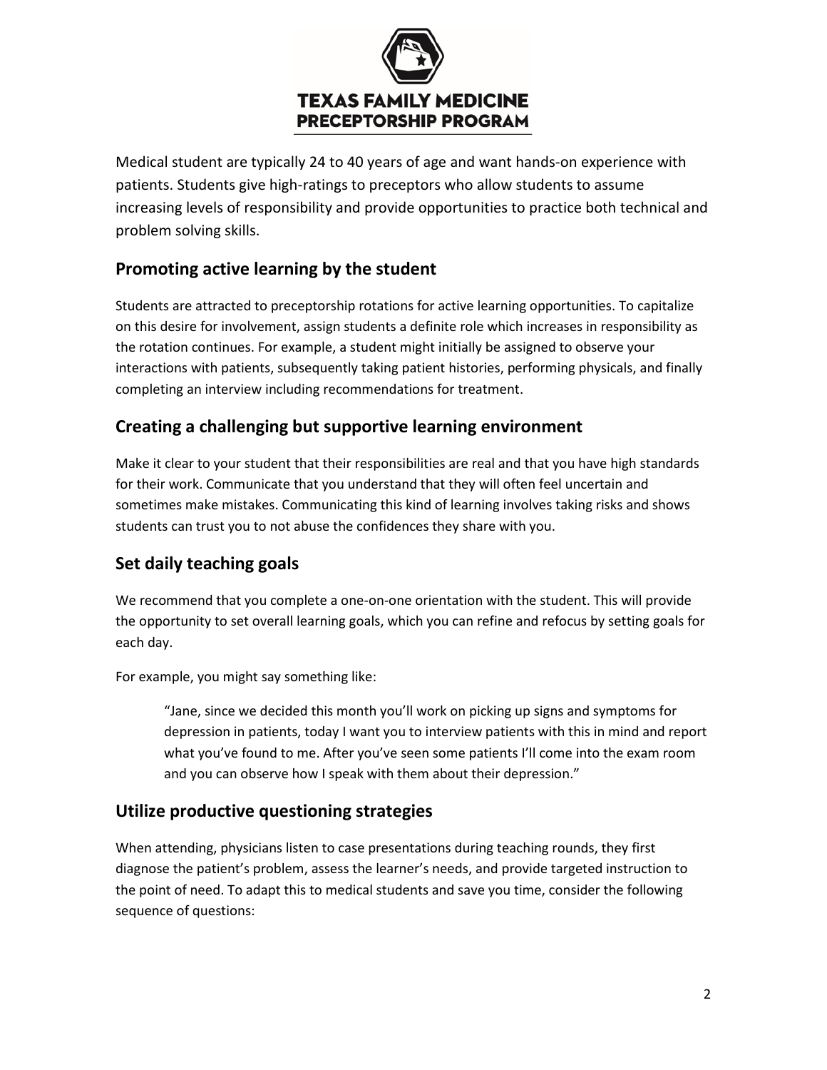Medical student are typically 24 to 40 years of age and want hands-on experience with patients. Students give high-ratings to preceptors who allow students to assume increasing levels of responsibility and provide opportunities to practice both technical and problem solving skills.

## Promoting active learning by the student

Students are attracted to preceptorship rotations for active learning opportunities. To capitalize on this desire for involvement, assign students a definite role which increases in responsibility as the rotation continues. For example, a student might initially be assigned to observe your interactions with patients, subsequently taking patient histories, performing physicals, and finally completing an interview including recommendations for treatment.

## Creating a challenging but supportive learning environment

Make it clear to your student that their responsibilities are real and that you have high standards for their work. Communicate that you understand that they will often feel uncertain and sometimes make mistakes. Communicating this kind of learning involves taking risks and shows students can trust you to not abuse the confidences they share with you.

## Set daily teaching goals

We recommend that you complete a one-on-one orientation with the student. This will provide the opportunity to set overall learning goals, which you can refine and refocus by setting goals for each day.

For example, you might say something like:

> "Jane, since we decided this month you'll work on picking up signs and symptoms for depression in patients, today I want you to interview patients with this in mind and report what you've found to me. After you've seen some patients I'll come into the exam room and you can observe how I speak with them about their depression."

## Utilize productive questioning strategies

When attending, physicians listen to case presentations during teaching rounds, they first diagnose the patient's problem, assess the learner's needs, and provide targeted instruction to the point of need. To adapt this to medical students and save you time, consider the following sequence of questions: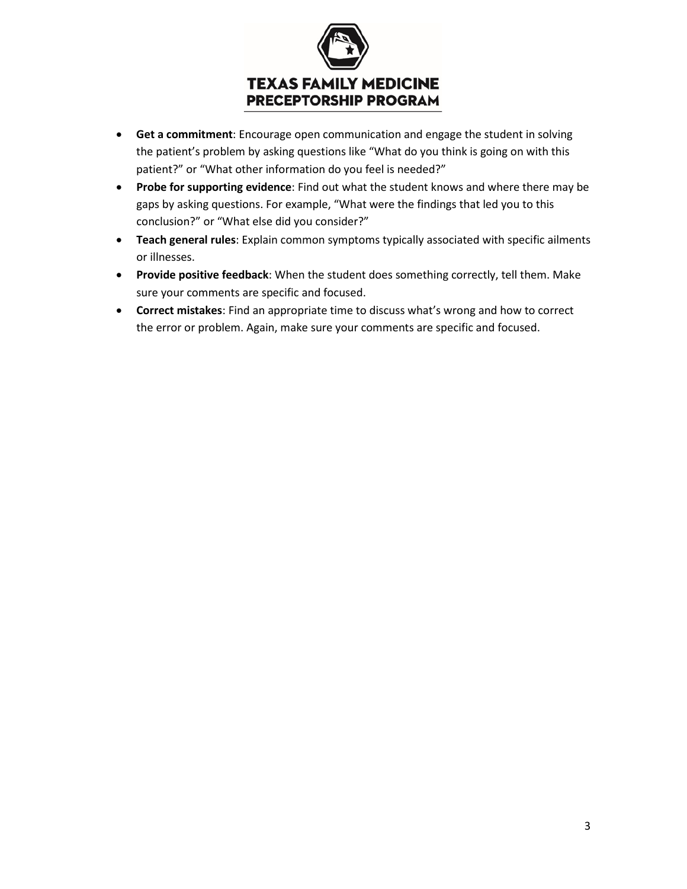- **Get a commitment**: Encourage open communication and engage the student in solving the patient's problem by asking questions like "What do you think is going on with this patient?" or "What other information do you feel is needed?"
- **Probe for supporting evidence**: Find out what the student knows and where there may be gaps by asking questions. For example, "What were the findings that led you to this conclusion?" or "What else did you consider?"
- **Teach general rules**: Explain common symptoms typically associated with specific ailments or illnesses.
- **Provide positive feedback**: When the student does something correctly, tell them. Make sure your comments are specific and focused.
- **Correct mistakes**: Find an appropriate time to discuss what's wrong and how to correct the error or problem. Again, make sure your comments are specific and focused.